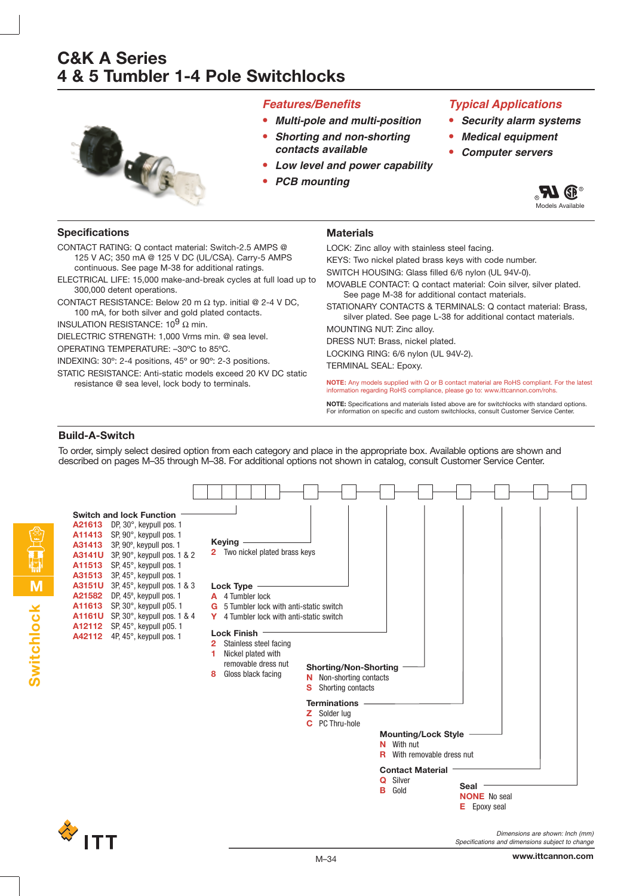# C&K A Series
# 4 & 5 Tumbler 1-4 Pole Switchlocks

## *Features/Benefits*

- ***Multi-pole and multi-position***
- ***Shorting and non-shorting contacts available***
- ***Low level and power capability***
- ***PCB mounting***

## *Typical Applications*

- ***Security alarm systems***
- ***Medical equipment***
- ***Computer servers***

Models Available

## Specifications

CONTACT RATING: Q contact material: Switch-2.5 AMPS @ 125 V AC; 350 mA @ 125 V DC (UL/CSA). Carry-5 AMPS continuous. See page M-38 for additional ratings.

ELECTRICAL LIFE: 15,000 make-and-break cycles at full load up to 300,000 detent operations.

CONTACT RESISTANCE: Below 20 m Ω typ. initial @ 2-4 V DC, 100 mA, for both silver and gold plated contacts.

INSULATION RESISTANCE: $10^9$ Ω min.

DIELECTRIC STRENGTH: 1,000 Vrms min. @ sea level.

OPERATING TEMPERATURE: –30ºC to 85ºC.

INDEXING: 30º: 2-4 positions, 45º or 90º: 2-3 positions.

STATIC RESISTANCE: Anti-static models exceed 20 KV DC static resistance @ sea level, lock body to terminals.

## Materials

LOCK: Zinc alloy with stainless steel facing.

KEYS: Two nickel plated brass keys with code number.

SWITCH HOUSING: Glass filled 6/6 nylon (UL 94V-0).

MOVABLE CONTACT: Q contact material: Coin silver, silver plated. See page M-38 for additional contact materials.

STATIONARY CONTACTS & TERMINALS: Q contact material: Brass, silver plated. See page L-38 for additional contact materials.

MOUNTING NUT: Zinc alloy.

DRESS NUT: Brass, nickel plated.

LOCKING RING: 6/6 nylon (UL 94V-2).

TERMINAL SEAL: Epoxy.

**NOTE:** Any models supplied with Q or B contact material are RoHS compliant. For the latest information regarding RoHS compliance, please go to: www.ittcannon.com/rohs.

**NOTE:** Specifications and materials listed above are for switchlocks with standard options. For information on specific and custom switchlocks, consult Customer Service Center.

## Build-A-Switch

To order, simply select desired option from each category and place in the appropriate box. Available options are shown and described on pages M–35 through M–38. For additional options not shown in catalog, consult Customer Service Center.

**Switch and lock Function**

| Code | Description |
|---|---|
| A21613 | DP, 30°, keypull pos. 1 |
| A11413 | SP, 90°, keypull pos. 1 |
| A31413 | 3P, 90°, keypull pos. 1 |
| A3141U | 3P, 90°, keypull pos. 1 & 2 |
| A11513 | SP, 45°, keypull pos. 1 |
| A31513 | 3P, 45°, keypull pos. 1 |
| A3151U | 3P, 45°, keypull pos. 1 & 3 |
| A21582 | DP, 45°, keypull pos. 1 |
| A11613 | SP, 30°, keypull p05. 1 |
| A1161U | SP, 30°, keypull pos. 1 & 4 |
| A12112 | SP, 45°, keypull p05. 1 |
| A42112 | 4P, 45°, keypull pos. 1 |

**Keying**
- **2** Two nickel plated brass keys

**Lock Type**
- **A** 4 Tumbler lock
- **G** 5 Tumbler lock with anti-static switch
- **Y** 4 Tumbler lock with anti-static switch

**Lock Finish**
- **2** Stainless steel facing
- **1** Nickel plated with removable dress nut
- **8** Gloss black facing

**Shorting/Non-Shorting**
- **N** Non-shorting contacts
- **S** Shorting contacts

**Terminations**
- **Z** Solder lug
- **C** PC Thru-hole

**Mounting/Lock Style**
- **N** With nut
- **R** With removable dress nut

**Contact Material**
- **Q** Silver
- **B** Gold

**Seal**
- **NONE** No seal
- **E** Epoxy seal

*Dimensions are shown: Inch (mm)*
*Specifications and dimensions subject to change*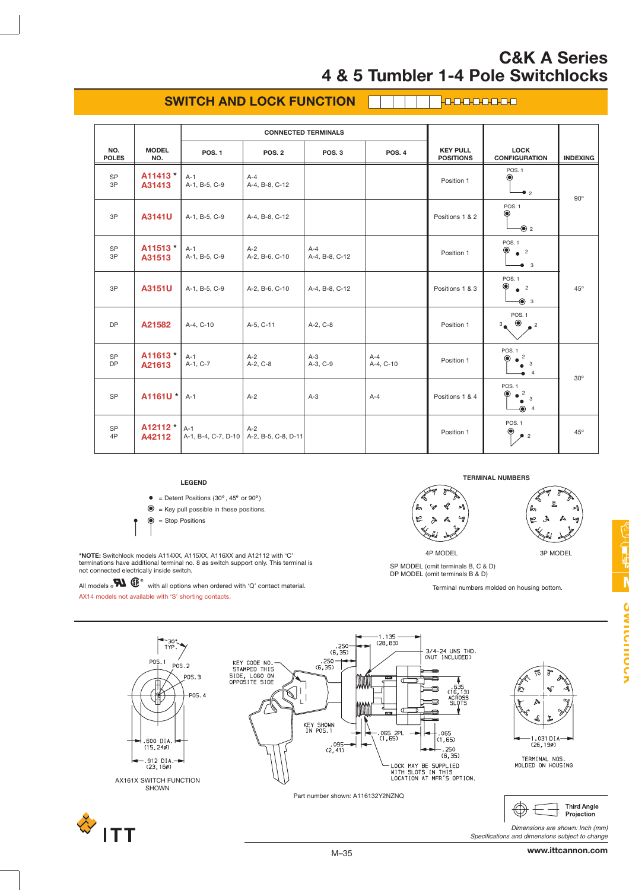# C&K A Series
# 4 & 5 Tumbler 1-4 Pole Switchlocks

## SWITCH AND LOCK FUNCTION

| NO. POLES | MODEL NO. | CONNECTED TERMINALS POS. 1 | POS. 2 | POS. 3 | POS. 4 | KEY PULL POSITIONS | LOCK CONFIGURATION | INDEXING |
|---|---|---|---|---|---|---|---|---|
| SP<br>3P | A11413 *<br>A31413 | A-1<br>A-1, B-5, C-9 | A-4<br>A-4, B-8, C-12 | | | Position 1 | POS. 1, 2 | 90° |
| 3P | A3141U | A-1, B-5, C-9 | A-4, B-8, C-12 | | | Positions 1 & 2 | POS. 1, 2 | 90° |
| SP<br>3P | A11513 *<br>A31513 | A-1<br>A-1, B-5, C-9 | A-2<br>A-2, B-6, C-10 | A-4<br>A-4, B-8, C-12 | | Position 1 | POS. 1, 2, 3 | 45° |
| 3P | A3151U | A-1, B-5, C-9 | A-2, B-6, C-10 | A-4, B-8, C-12 | | Positions 1 & 3 | POS. 1, 2, 3 | 45° |
| DP | A21582 | A-4, C-10 | A-5, C-11 | A-2, C-8 | | Position 1 | 3, POS. 1, 2 | 45° |
| SP<br>DP | A11613 *<br>A21613 | A-1<br>A-1, C-7 | A-2<br>A-2, C-8 | A-3<br>A-3, C-9 | A-4<br>A-4, C-10 | Position 1 | POS. 1, 2, 3, 4 | 30° |
| SP | A1161U * | A-1 | A-2 | A-3 | A-4 | Positions 1 & 4 | POS. 1, 2, 3, 4 | 30° |
| SP<br>4P | A12112 *<br>A42112 | A-1<br>A-1, B-4, C-7, D-10 | A-2<br>A-2, B-5, C-8, D-11 | | | Position 1 | POS. 1, 2 | 45° |

**LEGEND**

- ● = Detent Positions (30°, 45° or 90°)
- ◉ = Key pull possible in these positions.
- ◉ = Stop Positions

***NOTE:** Switchlock models A114XX, A115XX, A116XX and A12112 with 'C' terminations have additional terminal no. 8 as switch support only. This terminal is not connected electrically inside switch.

All models UL CSA with all options when ordered with 'Q' contact material.

AX14 models not available with 'S' shorting contacts.

**TERMINAL NUMBERS**

4P MODEL　　3P MODEL

SP MODEL (omit terminals B, C & D)
DP MODEL (omit terminals B & D)

Terminal numbers molded on housing bottom.

30° TYP. POS. 1, POS. 2, POS. 3, POS. 4; .600 DIA. (15,24Ø); .912 DIA. (23,16Ø)

AX161X SWITCH FUNCTION SHOWN

KEY CODE NO. STAMPED THIS SIDE, LOGO ON OPPOSITE SIDE; .250 (6,35); .250 (6,35); 1.135 (28,83); 3/4-24 UNS THD. (NUT INCLUDED); .635 (16,13) ACROSS SLOTS; KEY SHOWN IN POS. 1; .065 2PL (1,65); .065 (1,65); .095 (2,41); .250 (6,35); LOCK MAY BE SUPPLIED WITH SLOTS IN THIS LOCATION AT MFR'S OPTION.

Part number shown: A116132Y2NZNQ

1.031 DIA (26,19Ø); TERMINAL NOS. MOLDED ON HOUSING

Third Angle Projection

*Dimensions are shown: Inch (mm)*
*Specifications and dimensions subject to change*

www.ittcannon.com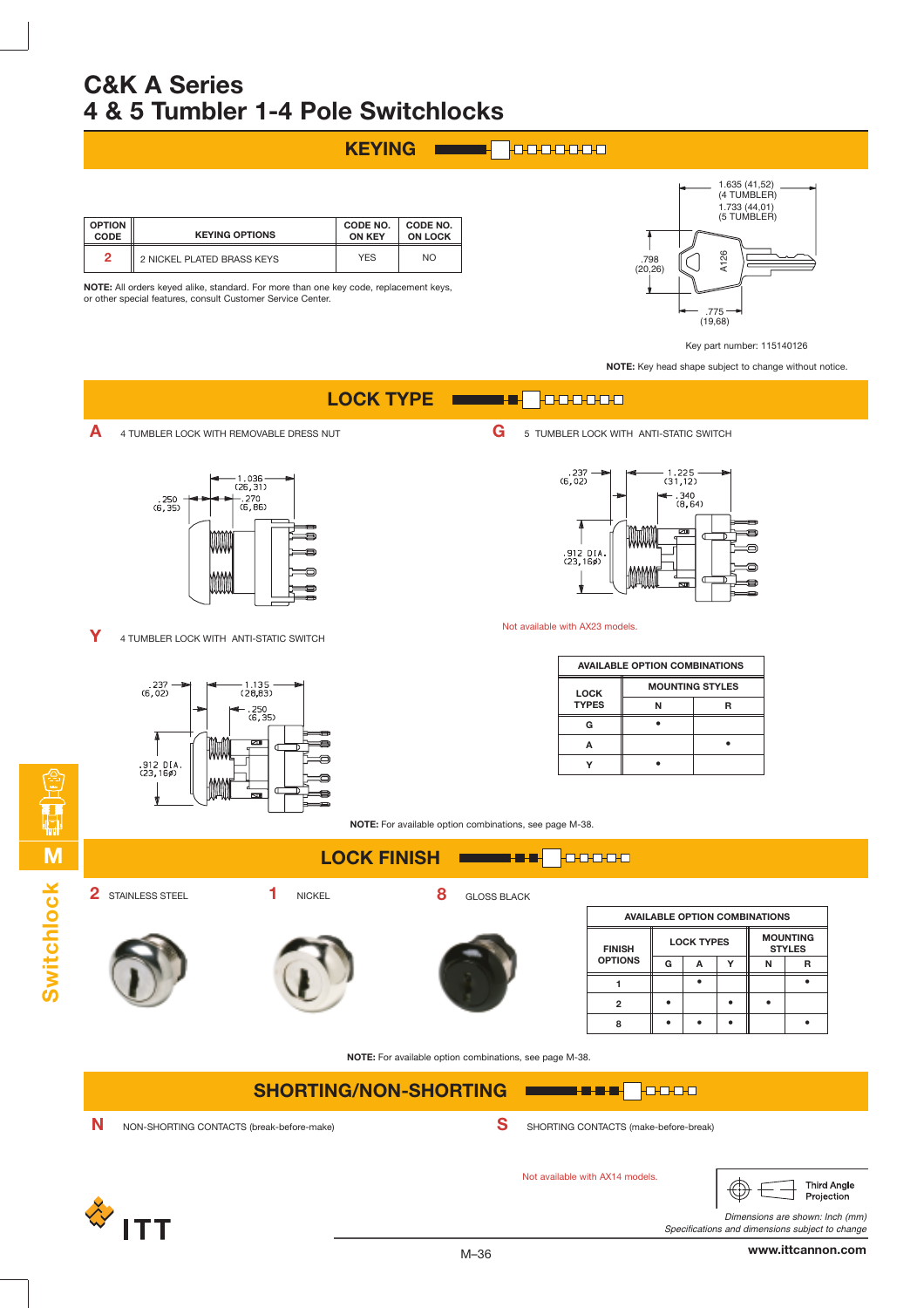# C&K A Series
# 4 & 5 Tumbler 1-4 Pole Switchlocks

## KEYING

| OPTION CODE | KEYING OPTIONS | CODE NO. ON KEY | CODE NO. ON LOCK |
|---|---|---|---|
| 2 | 2 NICKEL PLATED BRASS KEYS | YES | NO |

**NOTE:** All orders keyed alike, standard. For more than one key code, replacement keys, or other special features, consult Customer Service Center.

1.635 (41,52) (4 TUMBLER)
1.733 (44,01) (5 TUMBLER)
.798 (20,26)
.775 (19,68)
A126

Key part number: 115140126

**NOTE:** Key head shape subject to change without notice.

## LOCK TYPE

**A** 4 TUMBLER LOCK WITH REMOVABLE DRESS NUT

.250 (6,35)
1.036 (26,31)
.270 (6,86)

**G** 5 TUMBLER LOCK WITH ANTI-STATIC SWITCH

.237 (6,02)
1.225 (31,12)
.340 (8,64)
.912 DIA. (23,16ø)

Not available with AX23 models.

**Y** 4 TUMBLER LOCK WITH ANTI-STATIC SWITCH

.237 (6,02)
1.135 (28,83)
.250 (6,35)
.912 DIA. (23,16ø)

| AVAILABLE OPTION COMBINATIONS | | |
|---|---|---|
| LOCK TYPES | MOUNTING STYLES | |
| | N | R |
| G | • | |
| A | | • |
| Y | • | |

**NOTE:** For available option combinations, see page M-38.

## LOCK FINISH

**2** STAINLESS STEEL

**1** NICKEL

**8** GLOSS BLACK

| AVAILABLE OPTION COMBINATIONS | | | | | |
|---|---|---|---|---|---|
| FINISH OPTIONS | LOCK TYPES | | | MOUNTING STYLES | |
| | G | A | Y | N | R |
| 1 | | • | | | • |
| 2 | • | | • | • | |
| 8 | • | • | • | | • |

**NOTE:** For available option combinations, see page M-38.

## SHORTING/NON-SHORTING

**N** NON-SHORTING CONTACTS (break-before-make)

**S** SHORTING CONTACTS (make-before-break)

Not available with AX14 models.

Third Angle Projection

*Dimensions are shown: Inch (mm)*
*Specifications and dimensions subject to change*

www.ittcannon.com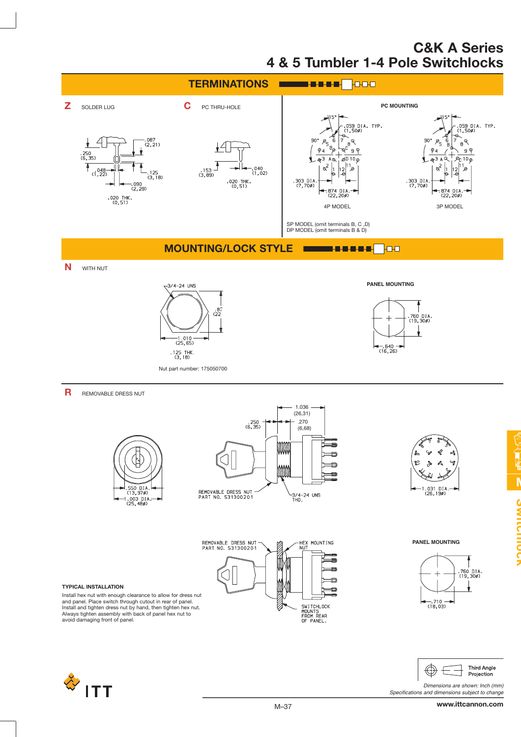# C&K A Series
# 4 & 5 Tumbler 1-4 Pole Switchlocks

## TERMINATIONS

**Z** SOLDER LUG

.087 (2,21)
.250 (6,35)
.048 (1,22)
.125 (3,18)
.090 (2,29)
.020 THK. (0,51)

**C** PC THRU-HOLE

.153 (3,89)
.040 (1,02)
.020 THK. (0,51)

**PC MOUNTING**

15°
.059 DIA. TYP. (1,50⌀)
90°
.303 DIA. (7,70⌀)
.874 DIA. (22,20⌀)

4P MODEL

3P MODEL

SP MODEL (omit terminals B, C ,D)
DP MODEL (omit terminals B & D)

## MOUNTING/LOCK STYLE

**N** WITH NUT

3/4-24 UNS
.87 (22
1.010 (25,65)
.125 THK. (3,18)

Nut part number: 175050700

**PANEL MOUNTING**

.760 DIA. (19,30⌀)
.640 (16,26)

**R** REMOVABLE DRESS NUT

.550 DIA. (13,97⌀)
1.003 DIA. (25,48⌀)
1.036 (26,31)
.250 (6,35)
.270 (6,68)
REMOVABLE DRESS NUT PART NO. 531300201
3/4-24 UNS THD.
1.031 DIA. (26,19⌀)

REMOVABLE DRESS NUT PART NO. 531300201
HEX MOUNTING NUT
SWITCHLOCK MOUNTS FROM REAR OF PANEL.

**PANEL MOUNTING**

.760 DIA. (19,30⌀)
.710 (18,03)

**TYPICAL INSTALLATION**

Install hex nut with enough clearance to allow for dress nut and panel. Place switch through cutout in rear of panel. Install and tighten dress nut by hand, then tighten hex nut. Always tighten assembly with back of panel hex nut to avoid damaging front of panel.

Third Angle Projection

*Dimensions are shown: Inch (mm)*
*Specifications and dimensions subject to change*

www.ittcannon.com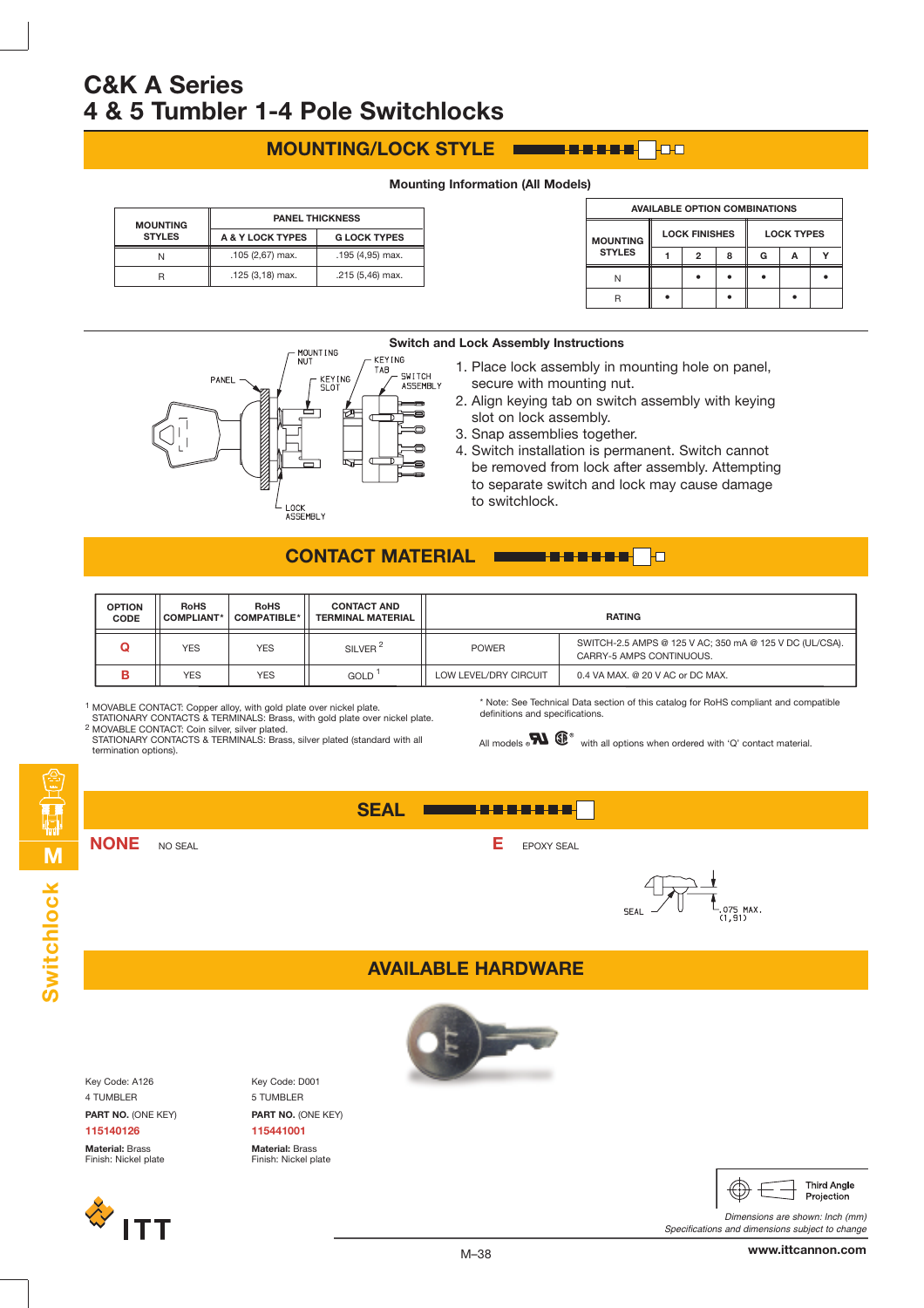# C&K A Series
# 4 & 5 Tumbler 1-4 Pole Switchlocks

## MOUNTING/LOCK STYLE

### Mounting Information (All Models)

| MOUNTING STYLES | PANEL THICKNESS | |
|---|---|---|
| | A & Y LOCK TYPES | G LOCK TYPES |
| N | .105 (2,67) max. | .195 (4,95) max. |
| R | .125 (3,18) max. | .215 (5,46) max. |

| AVAILABLE OPTION COMBINATIONS | | | | | | |
|---|---|---|---|---|---|---|
| MOUNTING STYLES | LOCK FINISHES | | | LOCK TYPES | | |
| | 1 | 2 | 8 | G | A | Y |
| N | | • | • | • | | • |
| R | • | | • | | • | |

### Switch and Lock Assembly Instructions

MOUNTING NUT
KEYING TAB
PANEL
KEYING SLOT
SWITCH ASSEMBLY
LOCK ASSEMBLY

1. Place lock assembly in mounting hole on panel, secure with mounting nut.
2. Align keying tab on switch assembly with keying slot on lock assembly.
3. Snap assemblies together.
4. Switch installation is permanent. Switch cannot be removed from lock after assembly. Attempting to separate switch and lock may cause damage to switchlock.

## CONTACT MATERIAL

| OPTION CODE | RoHS COMPLIANT* | RoHS COMPATIBLE* | CONTACT AND TERMINAL MATERIAL | RATING | |
|---|---|---|---|---|---|
| Q | YES | YES | SILVER [2] | POWER | SWITCH-2.5 AMPS @ 125 V AC; 350 mA @ 125 V DC (UL/CSA). CARRY-5 AMPS CONTINUOUS. |
| B | YES | YES | GOLD [1] | LOW LEVEL/DRY CIRCUIT | 0.4 VA MAX. @ 20 V AC or DC MAX. |

[1] MOVABLE CONTACT: Copper alloy, with gold plate over nickel plate. STATIONARY CONTACTS & TERMINALS: Brass, with gold plate over nickel plate.
[2] MOVABLE CONTACT: Coin silver, silver plated. STATIONARY CONTACTS & TERMINALS: Brass, silver plated (standard with all termination options).

* Note: See Technical Data section of this catalog for RoHS compliant and compatible definitions and specifications.

All models with all options when ordered with 'Q' contact material.

## SEAL

**NONE** NO SEAL

**E** EPOXY SEAL

SEAL
.075 MAX. (1,91)

## AVAILABLE HARDWARE

Key Code: A126
4 TUMBLER
**PART NO.** (ONE KEY)
**115140126**
**Material:** Brass
Finish: Nickel plate

Key Code: D001
5 TUMBLER
**PART NO.** (ONE KEY)
**115441001**
**Material:** Brass
Finish: Nickel plate

Third Angle Projection

*Dimensions are shown: Inch (mm)*
*Specifications and dimensions subject to change*

www.ittcannon.com